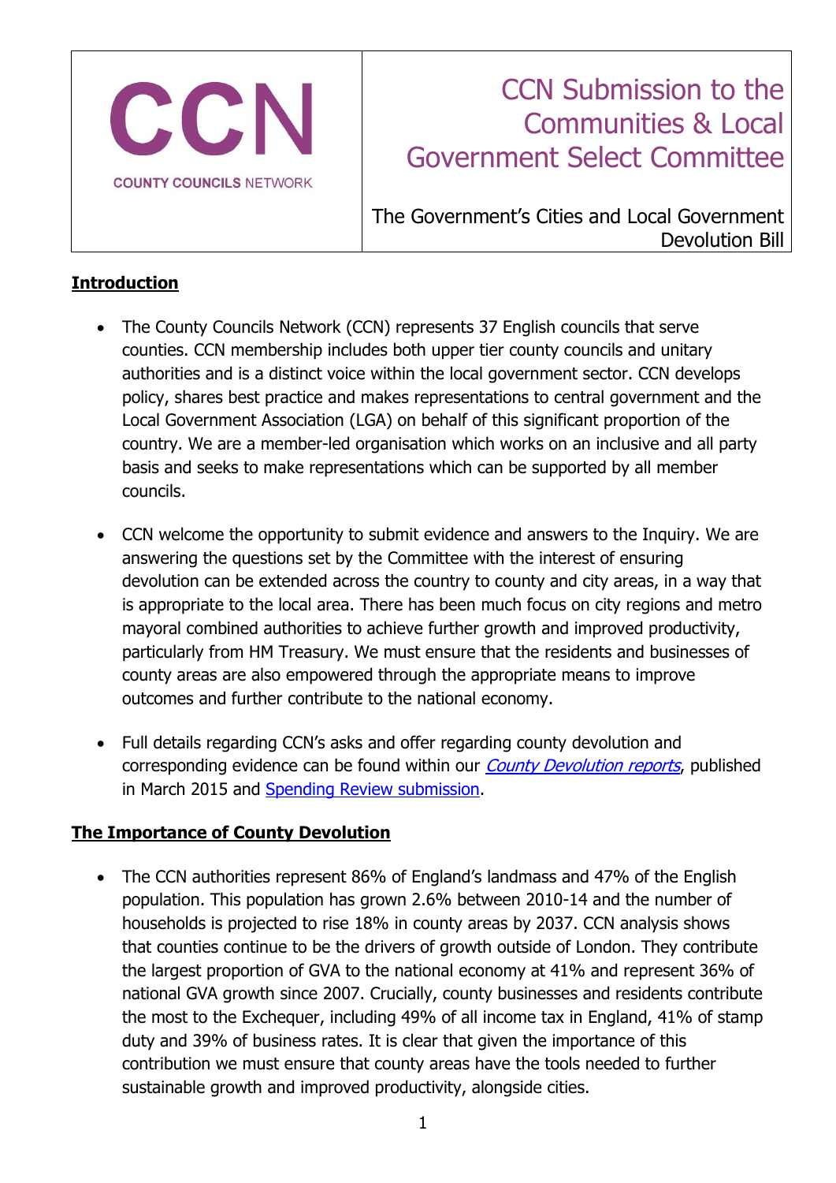**CCN**

**COUNTY COUNCILS NETWORK**

# CCN Submission to the Communities & Local Government Select Committee

The Government's Cities and Local Government Devolution Bill

## Introduction

- The County Councils Network (CCN) represents 37 English councils that serve counties. CCN membership includes both upper tier county councils and unitary authorities and is a distinct voice within the local government sector. CCN develops policy, shares best practice and makes representations to central government and the Local Government Association (LGA) on behalf of this significant proportion of the country. We are a member-led organisation which works on an inclusive and all party basis and seeks to make representations which can be supported by all member councils.

- CCN welcome the opportunity to submit evidence and answers to the Inquiry. We are answering the questions set by the Committee with the interest of ensuring devolution can be extended across the country to county and city areas, in a way that is appropriate to the local area. There has been much focus on city regions and metro mayoral combined authorities to achieve further growth and improved productivity, particularly from HM Treasury. We must ensure that the residents and businesses of county areas are also empowered through the appropriate means to improve outcomes and further contribute to the national economy.

- Full details regarding CCN's asks and offer regarding county devolution and corresponding evidence can be found within our *County Devolution reports*, published in March 2015 and Spending Review submission.

## The Importance of County Devolution

- The CCN authorities represent 86% of England's landmass and 47% of the English population. This population has grown 2.6% between 2010-14 and the number of households is projected to rise 18% in county areas by 2037. CCN analysis shows that counties continue to be the drivers of growth outside of London. They contribute the largest proportion of GVA to the national economy at 41% and represent 36% of national GVA growth since 2007. Crucially, county businesses and residents contribute the most to the Exchequer, including 49% of all income tax in England, 41% of stamp duty and 39% of business rates. It is clear that given the importance of this contribution we must ensure that county areas have the tools needed to further sustainable growth and improved productivity, alongside cities.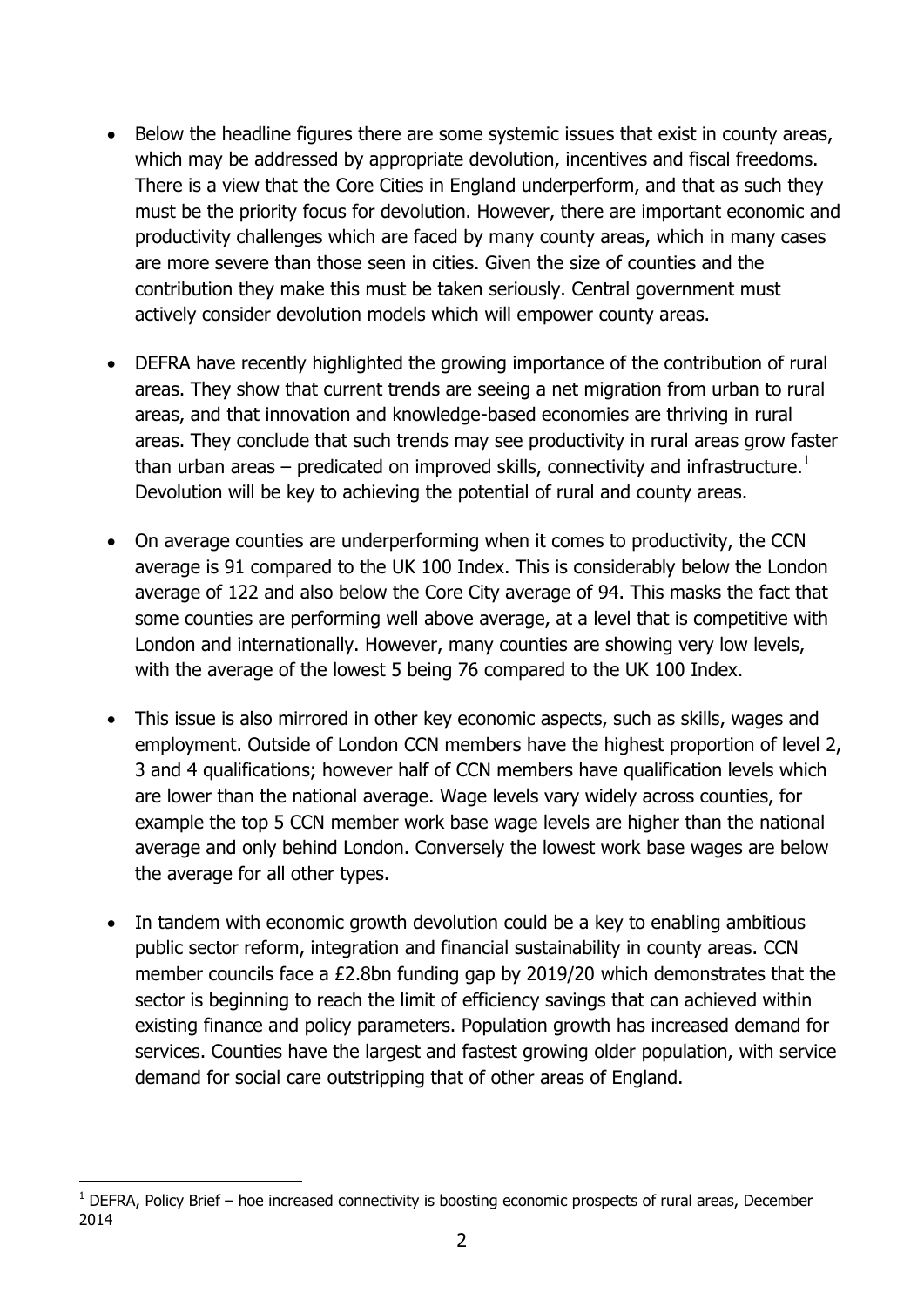- Below the headline figures there are some systemic issues that exist in county areas, which may be addressed by appropriate devolution, incentives and fiscal freedoms. There is a view that the Core Cities in England underperform, and that as such they must be the priority focus for devolution. However, there are important economic and productivity challenges which are faced by many county areas, which in many cases are more severe than those seen in cities. Given the size of counties and the contribution they make this must be taken seriously. Central government must actively consider devolution models which will empower county areas.

- DEFRA have recently highlighted the growing importance of the contribution of rural areas. They show that current trends are seeing a net migration from urban to rural areas, and that innovation and knowledge-based economies are thriving in rural areas. They conclude that such trends may see productivity in rural areas grow faster than urban areas – predicated on improved skills, connectivity and infrastructure.[1] Devolution will be key to achieving the potential of rural and county areas.

- On average counties are underperforming when it comes to productivity, the CCN average is 91 compared to the UK 100 Index. This is considerably below the London average of 122 and also below the Core City average of 94. This masks the fact that some counties are performing well above average, at a level that is competitive with London and internationally. However, many counties are showing very low levels, with the average of the lowest 5 being 76 compared to the UK 100 Index.

- This issue is also mirrored in other key economic aspects, such as skills, wages and employment. Outside of London CCN members have the highest proportion of level 2, 3 and 4 qualifications; however half of CCN members have qualification levels which are lower than the national average. Wage levels vary widely across counties, for example the top 5 CCN member work base wage levels are higher than the national average and only behind London. Conversely the lowest work base wages are below the average for all other types.

- In tandem with economic growth devolution could be a key to enabling ambitious public sector reform, integration and financial sustainability in county areas. CCN member councils face a £2.8bn funding gap by 2019/20 which demonstrates that the sector is beginning to reach the limit of efficiency savings that can achieved within existing finance and policy parameters. Population growth has increased demand for services. Counties have the largest and fastest growing older population, with service demand for social care outstripping that of other areas of England.

---

[1] DEFRA, Policy Brief – hoe increased connectivity is boosting economic prospects of rural areas, December 2014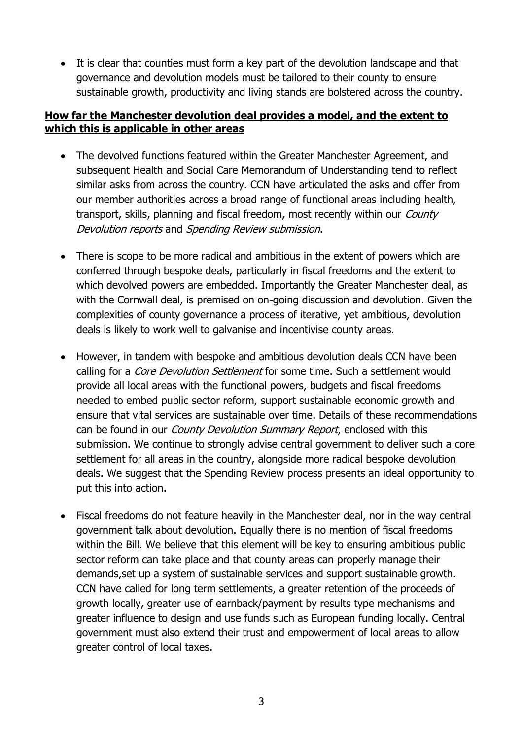- It is clear that counties must form a key part of the devolution landscape and that governance and devolution models must be tailored to their county to ensure sustainable growth, productivity and living stands are bolstered across the country.

**How far the Manchester devolution deal provides a model, and the extent to which this is applicable in other areas**

- The devolved functions featured within the Greater Manchester Agreement, and subsequent Health and Social Care Memorandum of Understanding tend to reflect similar asks from across the country. CCN have articulated the asks and offer from our member authorities across a broad range of functional areas including health, transport, skills, planning and fiscal freedom, most recently within our *County Devolution reports* and *Spending Review submission*.

- There is scope to be more radical and ambitious in the extent of powers which are conferred through bespoke deals, particularly in fiscal freedoms and the extent to which devolved powers are embedded. Importantly the Greater Manchester deal, as with the Cornwall deal, is premised on on-going discussion and devolution. Given the complexities of county governance a process of iterative, yet ambitious, devolution deals is likely to work well to galvanise and incentivise county areas.

- However, in tandem with bespoke and ambitious devolution deals CCN have been calling for a *Core Devolution Settlement* for some time. Such a settlement would provide all local areas with the functional powers, budgets and fiscal freedoms needed to embed public sector reform, support sustainable economic growth and ensure that vital services are sustainable over time. Details of these recommendations can be found in our *County Devolution Summary Report*, enclosed with this submission. We continue to strongly advise central government to deliver such a core settlement for all areas in the country, alongside more radical bespoke devolution deals. We suggest that the Spending Review process presents an ideal opportunity to put this into action.

- Fiscal freedoms do not feature heavily in the Manchester deal, nor in the way central government talk about devolution. Equally there is no mention of fiscal freedoms within the Bill. We believe that this element will be key to ensuring ambitious public sector reform can take place and that county areas can properly manage their demands,set up a system of sustainable services and support sustainable growth. CCN have called for long term settlements, a greater retention of the proceeds of growth locally, greater use of earnback/payment by results type mechanisms and greater influence to design and use funds such as European funding locally. Central government must also extend their trust and empowerment of local areas to allow greater control of local taxes.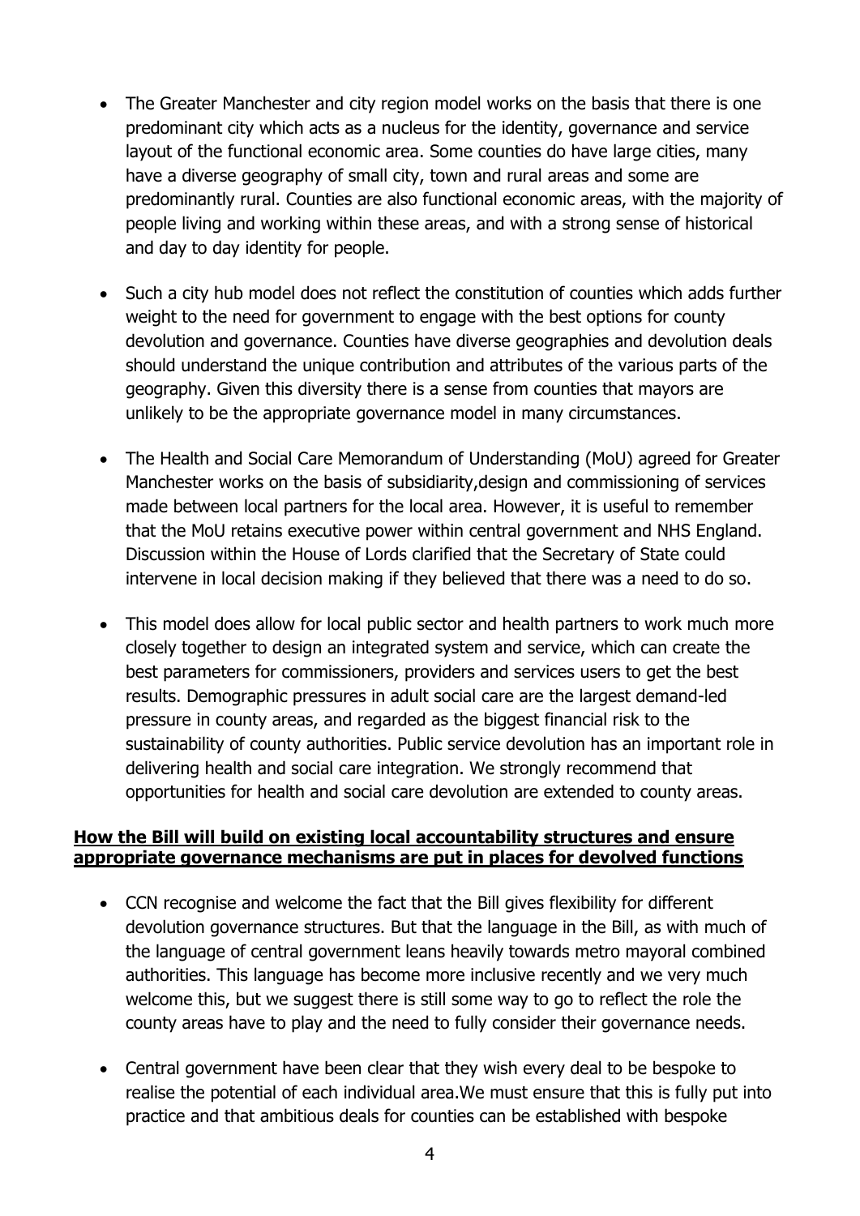- The Greater Manchester and city region model works on the basis that there is one predominant city which acts as a nucleus for the identity, governance and service layout of the functional economic area. Some counties do have large cities, many have a diverse geography of small city, town and rural areas and some are predominantly rural. Counties are also functional economic areas, with the majority of people living and working within these areas, and with a strong sense of historical and day to day identity for people.

- Such a city hub model does not reflect the constitution of counties which adds further weight to the need for government to engage with the best options for county devolution and governance. Counties have diverse geographies and devolution deals should understand the unique contribution and attributes of the various parts of the geography. Given this diversity there is a sense from counties that mayors are unlikely to be the appropriate governance model in many circumstances.

- The Health and Social Care Memorandum of Understanding (MoU) agreed for Greater Manchester works on the basis of subsidiarity,design and commissioning of services made between local partners for the local area. However, it is useful to remember that the MoU retains executive power within central government and NHS England. Discussion within the House of Lords clarified that the Secretary of State could intervene in local decision making if they believed that there was a need to do so.

- This model does allow for local public sector and health partners to work much more closely together to design an integrated system and service, which can create the best parameters for commissioners, providers and services users to get the best results. Demographic pressures in adult social care are the largest demand-led pressure in county areas, and regarded as the biggest financial risk to the sustainability of county authorities. Public service devolution has an important role in delivering health and social care integration. We strongly recommend that opportunities for health and social care devolution are extended to county areas.

**How the Bill will build on existing local accountability structures and ensure appropriate governance mechanisms are put in places for devolved functions**

- CCN recognise and welcome the fact that the Bill gives flexibility for different devolution governance structures. But that the language in the Bill, as with much of the language of central government leans heavily towards metro mayoral combined authorities. This language has become more inclusive recently and we very much welcome this, but we suggest there is still some way to go to reflect the role the county areas have to play and the need to fully consider their governance needs.

- Central government have been clear that they wish every deal to be bespoke to realise the potential of each individual area.We must ensure that this is fully put into practice and that ambitious deals for counties can be established with bespoke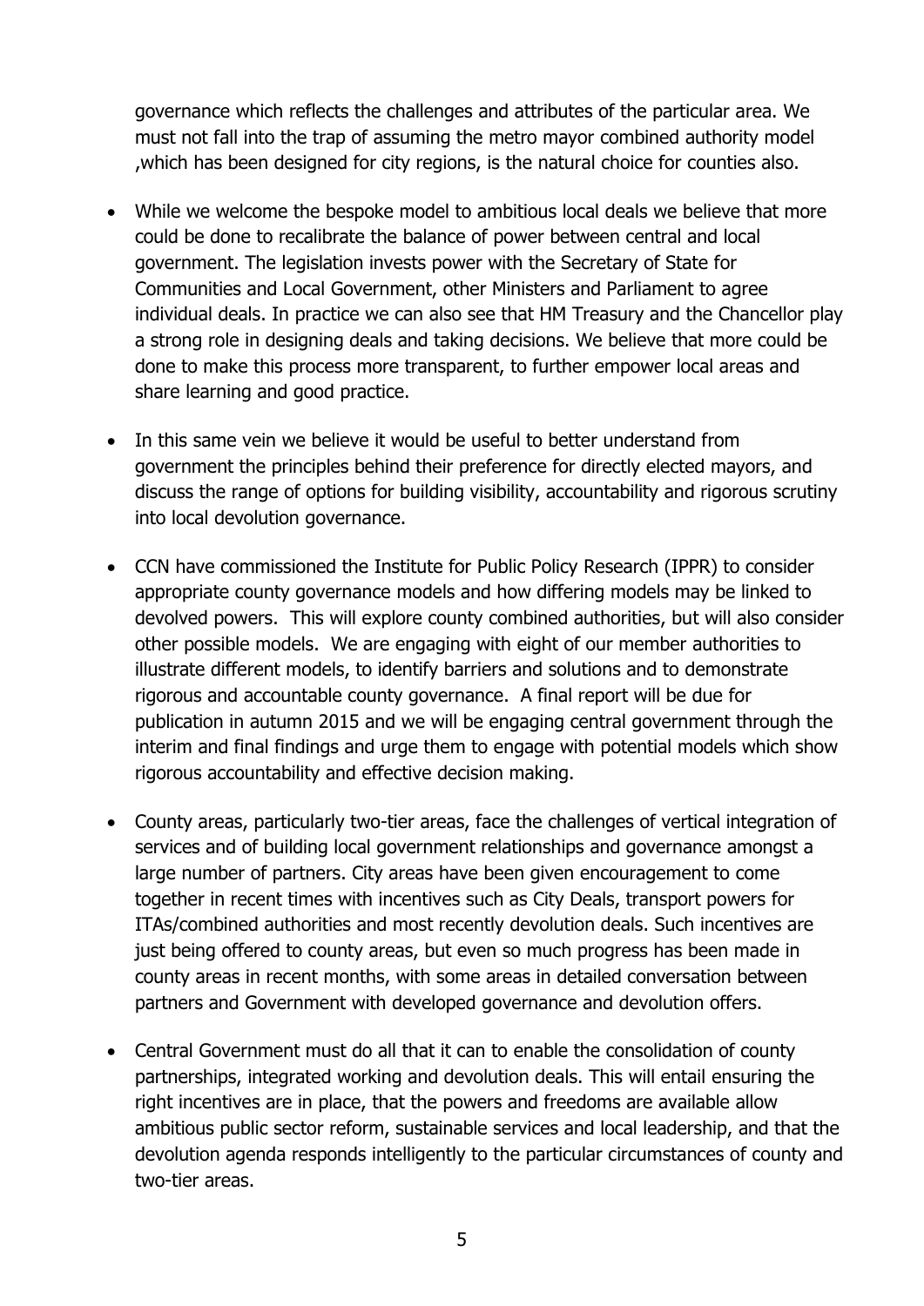governance which reflects the challenges and attributes of the particular area. We must not fall into the trap of assuming the metro mayor combined authority model ,which has been designed for city regions, is the natural choice for counties also.

- While we welcome the bespoke model to ambitious local deals we believe that more could be done to recalibrate the balance of power between central and local government. The legislation invests power with the Secretary of State for Communities and Local Government, other Ministers and Parliament to agree individual deals. In practice we can also see that HM Treasury and the Chancellor play a strong role in designing deals and taking decisions. We believe that more could be done to make this process more transparent, to further empower local areas and share learning and good practice.

- In this same vein we believe it would be useful to better understand from government the principles behind their preference for directly elected mayors, and discuss the range of options for building visibility, accountability and rigorous scrutiny into local devolution governance.

- CCN have commissioned the Institute for Public Policy Research (IPPR) to consider appropriate county governance models and how differing models may be linked to devolved powers. This will explore county combined authorities, but will also consider other possible models. We are engaging with eight of our member authorities to illustrate different models, to identify barriers and solutions and to demonstrate rigorous and accountable county governance. A final report will be due for publication in autumn 2015 and we will be engaging central government through the interim and final findings and urge them to engage with potential models which show rigorous accountability and effective decision making.

- County areas, particularly two-tier areas, face the challenges of vertical integration of services and of building local government relationships and governance amongst a large number of partners. City areas have been given encouragement to come together in recent times with incentives such as City Deals, transport powers for ITAs/combined authorities and most recently devolution deals. Such incentives are just being offered to county areas, but even so much progress has been made in county areas in recent months, with some areas in detailed conversation between partners and Government with developed governance and devolution offers.

- Central Government must do all that it can to enable the consolidation of county partnerships, integrated working and devolution deals. This will entail ensuring the right incentives are in place, that the powers and freedoms are available allow ambitious public sector reform, sustainable services and local leadership, and that the devolution agenda responds intelligently to the particular circumstances of county and two-tier areas.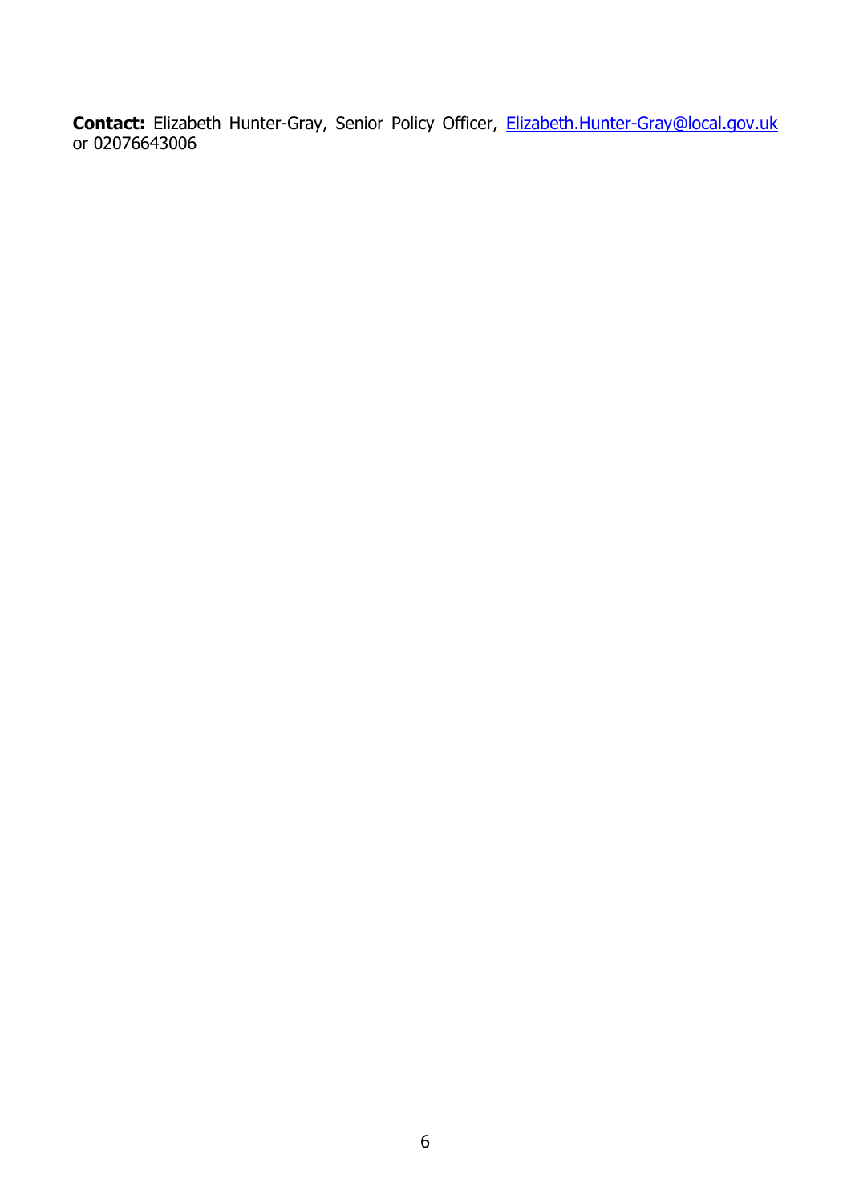**Contact:** Elizabeth Hunter-Gray, Senior Policy Officer, Elizabeth.Hunter-Gray@local.gov.uk or 02076643006